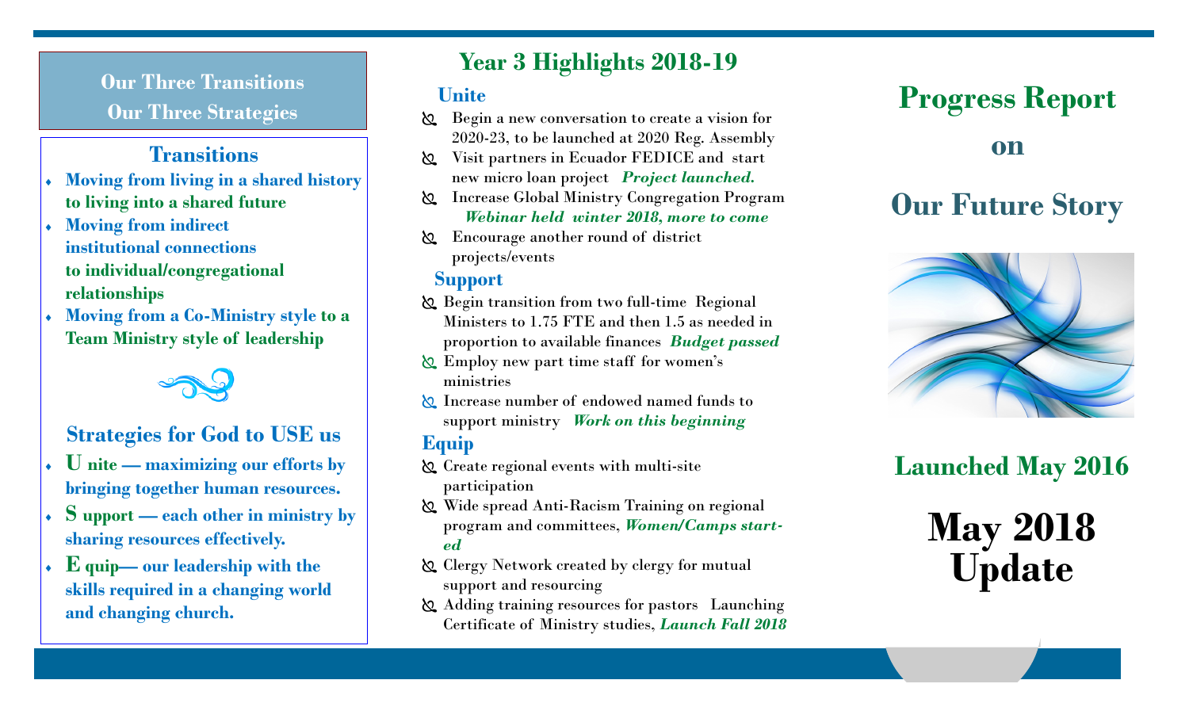## Our Three Transitions
## Our Three Strategies

### Transitions

- **Moving from living in a shared history to living into a shared future**
- **Moving from indirect institutional connections to individual/congregational relationships**
- **Moving from a Co-Ministry style to a Team Ministry style of leadership**

### Strategies for God to USE us

- **U nite — maximizing our efforts by bringing together human resources.**
- **S upport — each other in ministry by sharing resources effectively.**
- **E quip— our leadership with the skills required in a changing world and changing church.**

## Year 3 Highlights 2018-19

### Unite

- Begin a new conversation to create a vision for 2020-23, to be launched at 2020 Reg. Assembly
- Visit partners in Ecuador FEDICE and start new micro loan project ***Project launched.***
- Increase Global Ministry Congregation Program ***Webinar held winter 2018, more to come***
- Encourage another round of district projects/events

### Support

- Begin transition from two full-time Regional Ministers to 1.75 FTE and then 1.5 as needed in proportion to available finances ***Budget passed***
- Employ new part time staff for women's ministries
- Increase number of endowed named funds to support ministry ***Work on this beginning***

### Equip

- Create regional events with multi-site participation
- Wide spread Anti-Racism Training on regional program and committees, ***Women/Camps started***
- Clergy Network created by clergy for mutual support and resourcing
- Adding training resources for pastors Launching Certificate of Ministry studies, ***Launch Fall 2018***

# Progress Report on Our Future Story

## Launched May 2016

# May 2018 Update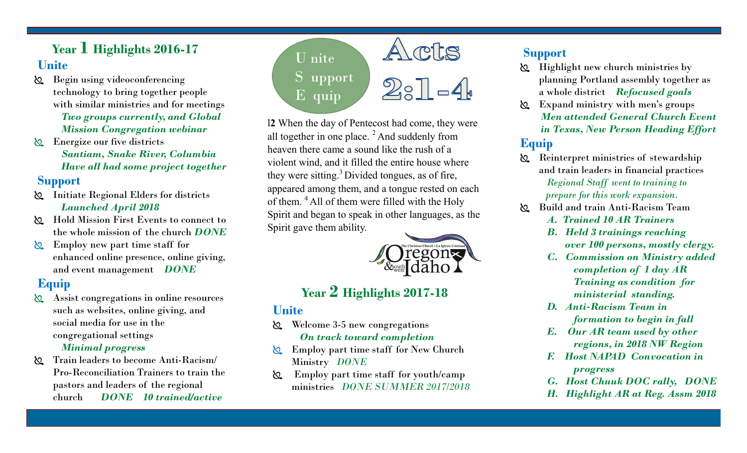## Year 1 Highlights 2016-17

### Unite

- Begin using videoconferencing technology to bring together people with similar ministries and for meetings
  ***Two groups currently, and Global Mission Congregation webinar***
- Energize our five districts
  ***Santiam, Snake River, Columbia Have all had some project together***

### Support

- Initiate Regional Elders for districts
  ***Launched April 2018***
- Hold Mission First Events to connect to the whole mission of the church ***DONE***
- Employ new part time staff for enhanced online presence, online giving, and event management ***DONE***

### Equip

- Assist congregations in online resources such as websites, online giving, and social media for use in the congregational settings
  ***Minimal progress***
- Train leaders to become Anti-Racism/ Pro-Reconciliation Trainers to train the pastors and leaders of the regional church ***DONE 10 trained/active***

U nite
S upport
E quip

# Acts 2:1-4

1**2** When the day of Pentecost had come, they were all together in one place. [2] And suddenly from heaven there came a sound like the rush of a violent wind, and it filled the entire house where they were sitting.[3] Divided tongues, as of fire, appeared among them, and a tongue rested on each of them. [4] All of them were filled with the Holy Spirit and began to speak in other languages, as the Spirit gave them ability.

The Christian Church • La Iglesia Cristiana
Oregon & southwest Idaho

## Year 2 Highlights 2017-18

### Unite

- Welcome 3-5 new congregations
  ***On track toward completion***
- Employ part time staff for New Church Ministry *DONE*
- Employ part time staff for youth/camp ministries *DONE SUMMER 2017/2018*

### Support

- Highlight new church ministries by planning Portland assembly together as a whole district ***Refocused goals***
- Expand ministry with men's groups
  ***Men attended General Church Event in Texas, New Person Heading Effort***

### Equip

- Reinterpret ministries of stewardship and train leaders in financial practices
  *Regional Staff went to training to prepare for this work expansion.*
- Build and train Anti-Racism Team
  - ***A. Trained 10 AR Trainers***
  - ***B. Held 3 trainings reaching over 100 persons, mostly clergy.***
  - ***C. Commission on Ministry added completion of 1 day AR Training as condition for ministerial standing.***
  - ***D. Anti-Racism Team in formation to begin in fall***
  - ***E. Our AR team used by other regions, in 2018 NW Region***
  - ***F. Host NAPAD Convocation in progress***
  - ***G. Host Chuuk DOC rally, DONE***
  - ***H. Highlight AR at Reg. Assm 2018***